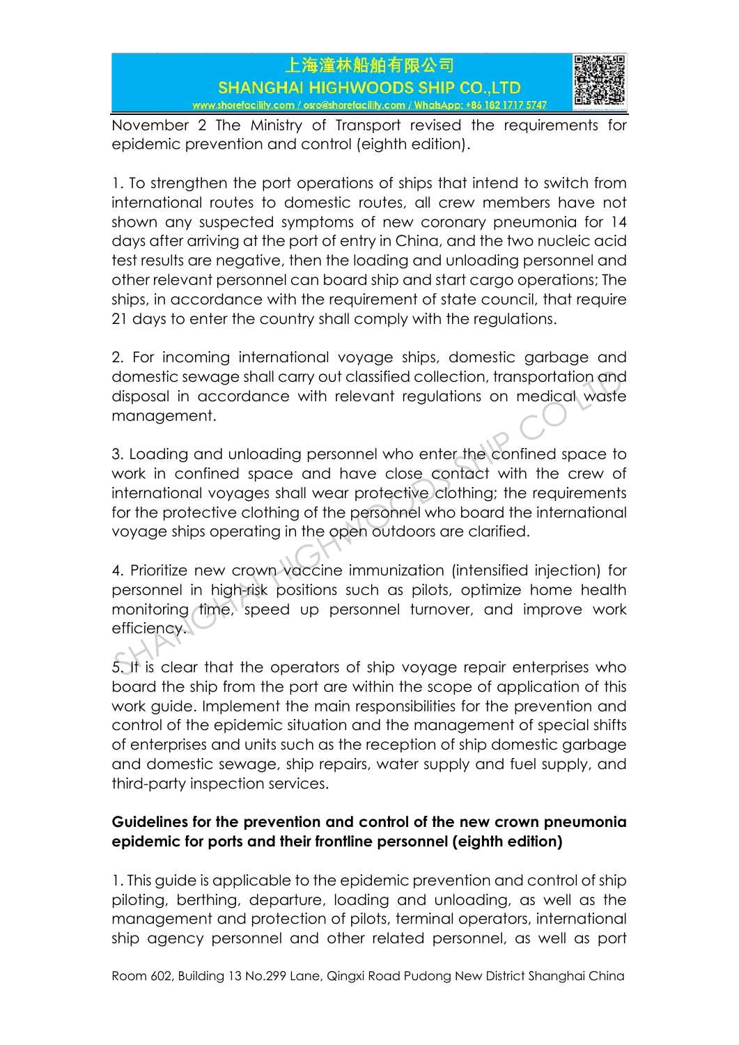November 2 The Ministry of Transport revised the requirements for epidemic prevention and control (eighth edition).

1. To strengthen the port operations of ships that intend to switch from international routes to domestic routes, all crew members have not shown any suspected symptoms of new coronary pneumonia for 14 days after arriving at the port of entry in China, and the two nucleic acid test results are negative, then the loading and unloading personnel and other relevant personnel can board ship and start cargo operations; The ships, in accordance with the requirement of state council, that require 21 days to enter the country shall comply with the regulations.

2. For incoming international voyage ships, domestic garbage and domestic sewage shall carry out classified collection, transportation and disposal in accordance with relevant regulations on medical waste management.

3. Loading and unloading personnel who enter the confined space to work in confined space and have close contact with the crew of international voyages shall wear protective clothing; the requirements for the protective clothing of the personnel who board the international voyage ships operating in the open outdoors are clarified.

4. Prioritize new crown vaccine immunization (intensified injection) for personnel in high-risk positions such as pilots, optimize home health monitoring time, speed up personnel turnover, and improve work efficiency.

5. It is clear that the operators of ship voyage repair enterprises who board the ship from the port are within the scope of application of this work guide. Implement the main responsibilities for the prevention and control of the epidemic situation and the management of special shifts of enterprises and units such as the reception of ship domestic garbage and domestic sewage, ship repairs, water supply and fuel supply, and third-party inspection services.

**Guidelines for the prevention and control of the new crown pneumonia epidemic for ports and their frontline personnel (eighth edition)**

1. This guide is applicable to the epidemic prevention and control of ship piloting, berthing, departure, loading and unloading, as well as the management and protection of pilots, terminal operators, international ship agency personnel and other related personnel, as well as port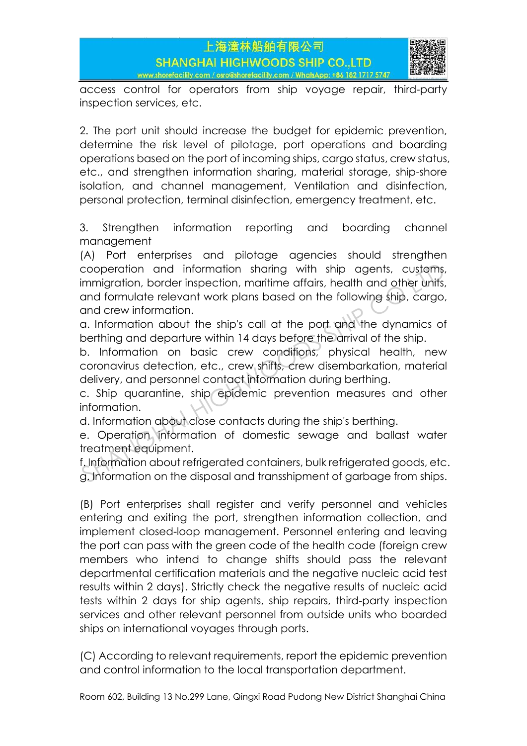access control for operators from ship voyage repair, third-party inspection services, etc.

2. The port unit should increase the budget for epidemic prevention, determine the risk level of pilotage, port operations and boarding operations based on the port of incoming ships, cargo status, crew status, etc., and strengthen information sharing, material storage, ship-shore isolation, and channel management, Ventilation and disinfection, personal protection, terminal disinfection, emergency treatment, etc.

3. Strengthen information reporting and boarding channel management

(A) Port enterprises and pilotage agencies should strengthen cooperation and information sharing with ship agents, customs, immigration, border inspection, maritime affairs, health and other units, and formulate relevant work plans based on the following ship, cargo, and crew information.

a. Information about the ship's call at the port and the dynamics of berthing and departure within 14 days before the arrival of the ship.

b. Information on basic crew conditions, physical health, new coronavirus detection, etc., crew shifts, crew disembarkation, material delivery, and personnel contact information during berthing.

c. Ship quarantine, ship epidemic prevention measures and other information.

d. Information about close contacts during the ship's berthing.

e. Operation information of domestic sewage and ballast water treatment equipment.

f. Information about refrigerated containers, bulk refrigerated goods, etc.

g. Information on the disposal and transshipment of garbage from ships.

(B) Port enterprises shall register and verify personnel and vehicles entering and exiting the port, strengthen information collection, and implement closed-loop management. Personnel entering and leaving the port can pass with the green code of the health code (foreign crew members who intend to change shifts should pass the relevant departmental certification materials and the negative nucleic acid test results within 2 days). Strictly check the negative results of nucleic acid tests within 2 days for ship agents, ship repairs, third-party inspection services and other relevant personnel from outside units who boarded ships on international voyages through ports.

(C) According to relevant requirements, report the epidemic prevention and control information to the local transportation department.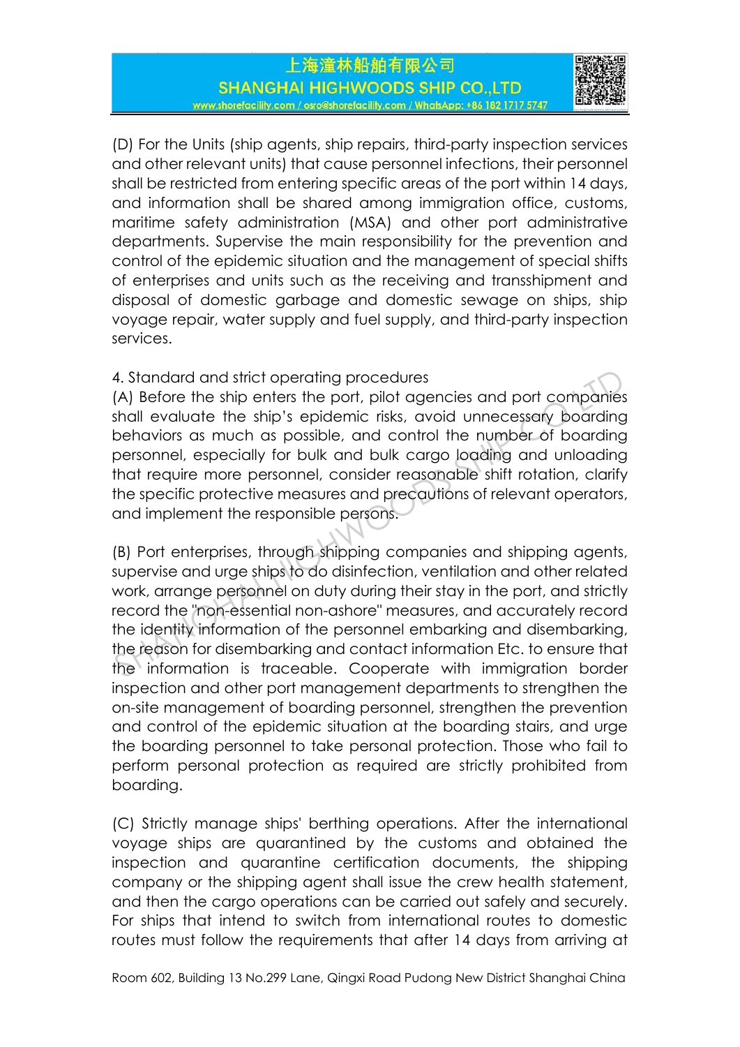(D) For the Units (ship agents, ship repairs, third-party inspection services and other relevant units) that cause personnel infections, their personnel shall be restricted from entering specific areas of the port within 14 days, and information shall be shared among immigration office, customs, maritime safety administration (MSA) and other port administrative departments. Supervise the main responsibility for the prevention and control of the epidemic situation and the management of special shifts of enterprises and units such as the receiving and transshipment and disposal of domestic garbage and domestic sewage on ships, ship voyage repair, water supply and fuel supply, and third-party inspection services.

4. Standard and strict operating procedures

(A) Before the ship enters the port, pilot agencies and port companies shall evaluate the ship's epidemic risks, avoid unnecessary boarding behaviors as much as possible, and control the number of boarding personnel, especially for bulk and bulk cargo loading and unloading that require more personnel, consider reasonable shift rotation, clarify the specific protective measures and precautions of relevant operators, and implement the responsible persons.

(B) Port enterprises, through shipping companies and shipping agents, supervise and urge ships to do disinfection, ventilation and other related work, arrange personnel on duty during their stay in the port, and strictly record the "non-essential non-ashore" measures, and accurately record the identity information of the personnel embarking and disembarking, the reason for disembarking and contact information Etc. to ensure that the information is traceable. Cooperate with immigration border inspection and other port management departments to strengthen the on-site management of boarding personnel, strengthen the prevention and control of the epidemic situation at the boarding stairs, and urge the boarding personnel to take personal protection. Those who fail to perform personal protection as required are strictly prohibited from boarding.

(C) Strictly manage ships' berthing operations. After the international voyage ships are quarantined by the customs and obtained the inspection and quarantine certification documents, the shipping company or the shipping agent shall issue the crew health statement, and then the cargo operations can be carried out safely and securely. For ships that intend to switch from international routes to domestic routes must follow the requirements that after 14 days from arriving at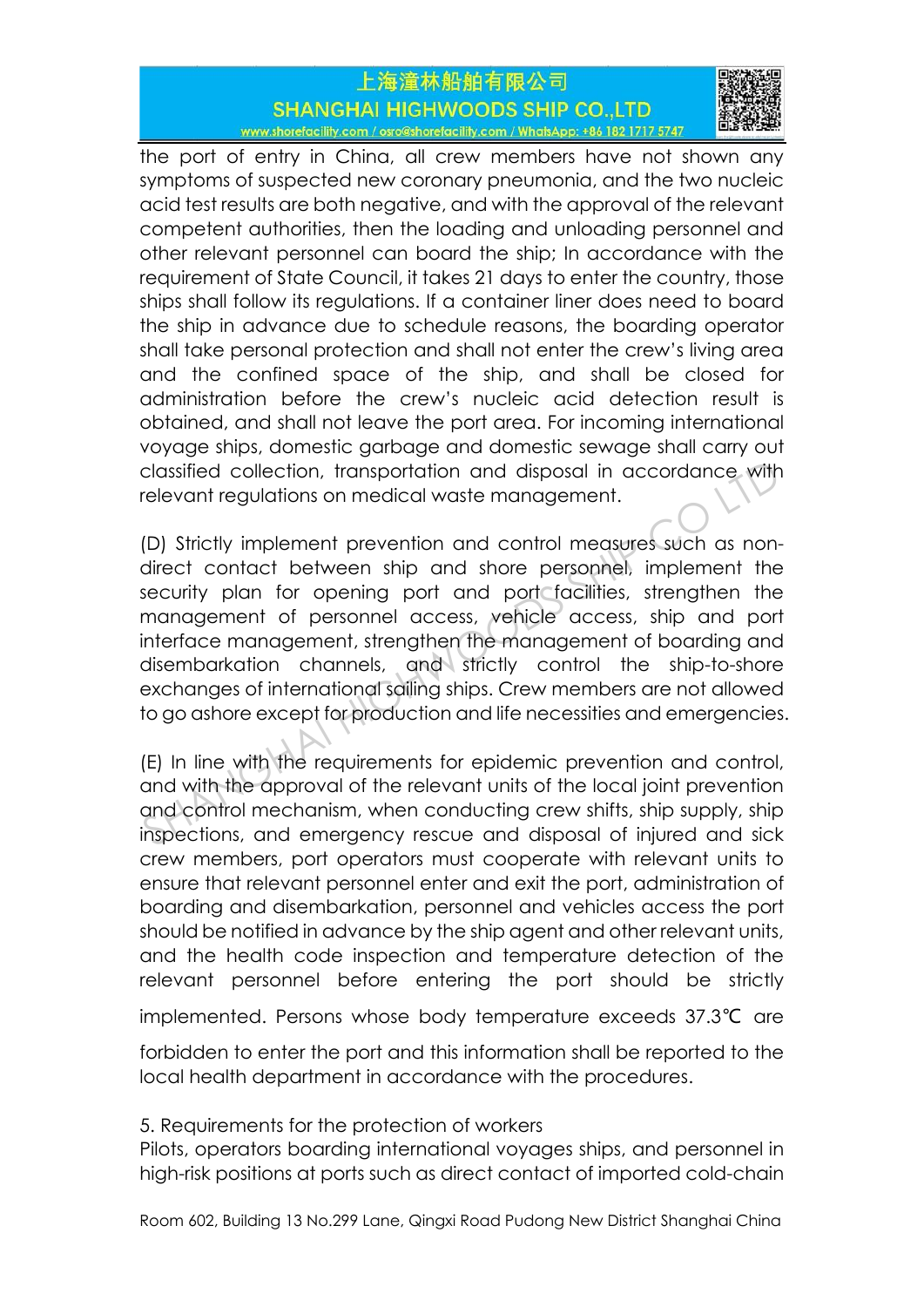the port of entry in China, all crew members have not shown any symptoms of suspected new coronary pneumonia, and the two nucleic acid test results are both negative, and with the approval of the relevant competent authorities, then the loading and unloading personnel and other relevant personnel can board the ship; In accordance with the requirement of State Council, it takes 21 days to enter the country, those ships shall follow its regulations. If a container liner does need to board the ship in advance due to schedule reasons, the boarding operator shall take personal protection and shall not enter the crew's living area and the confined space of the ship, and shall be closed for administration before the crew's nucleic acid detection result is obtained, and shall not leave the port area. For incoming international voyage ships, domestic garbage and domestic sewage shall carry out classified collection, transportation and disposal in accordance with relevant regulations on medical waste management.

(D) Strictly implement prevention and control measures such as non-direct contact between ship and shore personnel, implement the security plan for opening port and port facilities, strengthen the management of personnel access, vehicle access, ship and port interface management, strengthen the management of boarding and disembarkation channels, and strictly control the ship-to-shore exchanges of international sailing ships. Crew members are not allowed to go ashore except for production and life necessities and emergencies.

(E) In line with the requirements for epidemic prevention and control, and with the approval of the relevant units of the local joint prevention and control mechanism, when conducting crew shifts, ship supply, ship inspections, and emergency rescue and disposal of injured and sick crew members, port operators must cooperate with relevant units to ensure that relevant personnel enter and exit the port, administration of boarding and disembarkation, personnel and vehicles access the port should be notified in advance by the ship agent and other relevant units, and the health code inspection and temperature detection of the relevant personnel before entering the port should be strictly implemented. Persons whose body temperature exceeds 37.3℃ are forbidden to enter the port and this information shall be reported to the local health department in accordance with the procedures.

5. Requirements for the protection of workers

Pilots, operators boarding international voyages ships, and personnel in high-risk positions at ports such as direct contact of imported cold-chain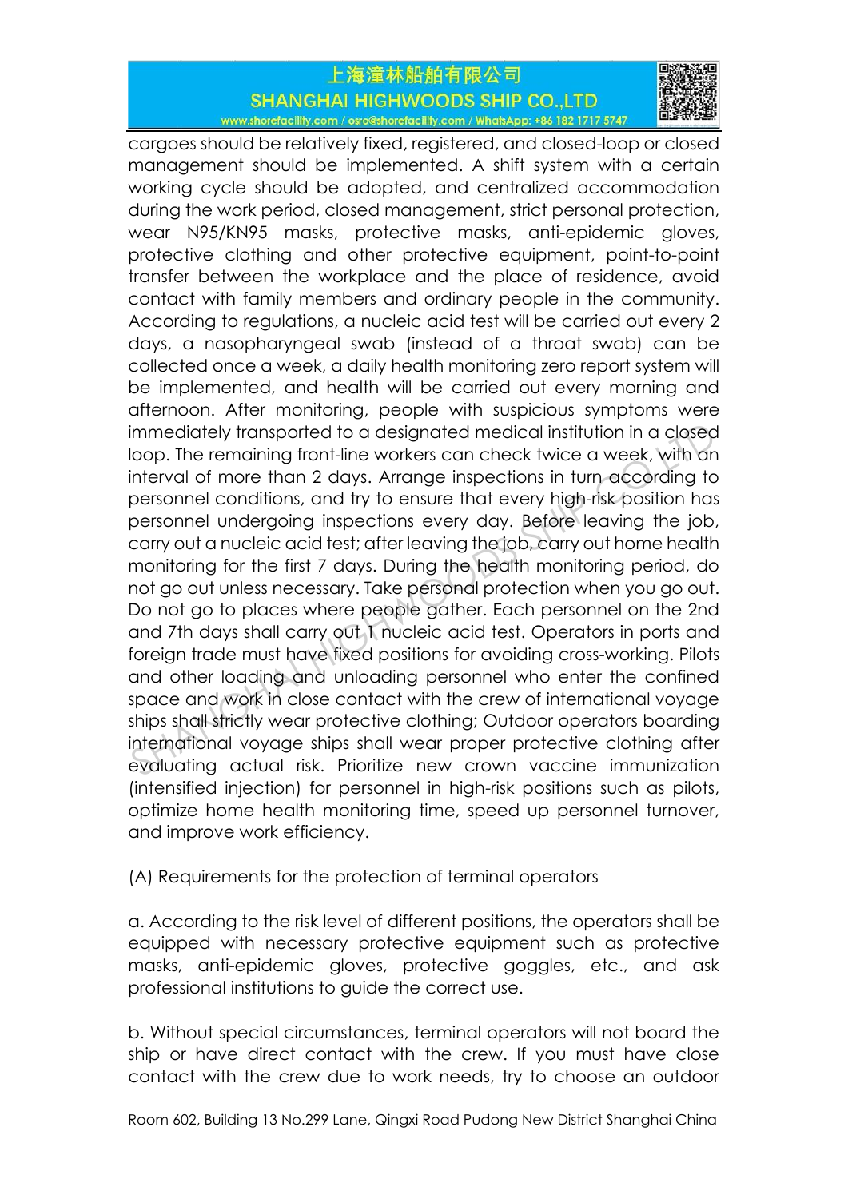cargoes should be relatively fixed, registered, and closed-loop or closed management should be implemented. A shift system with a certain working cycle should be adopted, and centralized accommodation during the work period, closed management, strict personal protection, wear N95/KN95 masks, protective masks, anti-epidemic gloves, protective clothing and other protective equipment, point-to-point transfer between the workplace and the place of residence, avoid contact with family members and ordinary people in the community. According to regulations, a nucleic acid test will be carried out every 2 days, a nasopharyngeal swab (instead of a throat swab) can be collected once a week, a daily health monitoring zero report system will be implemented, and health will be carried out every morning and afternoon. After monitoring, people with suspicious symptoms were immediately transported to a designated medical institution in a closed loop. The remaining front-line workers can check twice a week, with an interval of more than 2 days. Arrange inspections in turn according to personnel conditions, and try to ensure that every high-risk position has personnel undergoing inspections every day. Before leaving the job, carry out a nucleic acid test; after leaving the job, carry out home health monitoring for the first 7 days. During the health monitoring period, do not go out unless necessary. Take personal protection when you go out. Do not go to places where people gather. Each personnel on the 2nd and 7th days shall carry out 1 nucleic acid test. Operators in ports and foreign trade must have fixed positions for avoiding cross-working. Pilots and other loading and unloading personnel who enter the confined space and work in close contact with the crew of international voyage ships shall strictly wear protective clothing; Outdoor operators boarding international voyage ships shall wear proper protective clothing after evaluating actual risk. Prioritize new crown vaccine immunization (intensified injection) for personnel in high-risk positions such as pilots, optimize home health monitoring time, speed up personnel turnover, and improve work efficiency.

(A) Requirements for the protection of terminal operators

a. According to the risk level of different positions, the operators shall be equipped with necessary protective equipment such as protective masks, anti-epidemic gloves, protective goggles, etc., and ask professional institutions to guide the correct use.

b. Without special circumstances, terminal operators will not board the ship or have direct contact with the crew. If you must have close contact with the crew due to work needs, try to choose an outdoor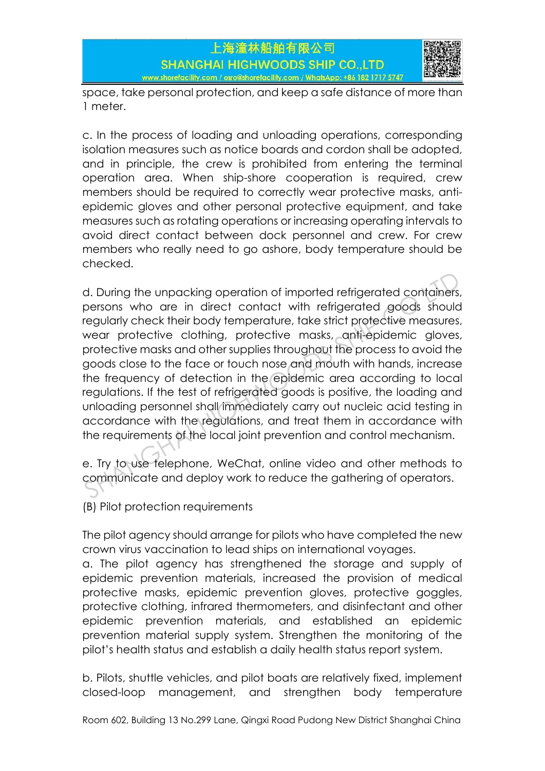space, take personal protection, and keep a safe distance of more than 1 meter.

c. In the process of loading and unloading operations, corresponding isolation measures such as notice boards and cordon shall be adopted, and in principle, the crew is prohibited from entering the terminal operation area. When ship-shore cooperation is required, crew members should be required to correctly wear protective masks, anti-epidemic gloves and other personal protective equipment, and take measures such as rotating operations or increasing operating intervals to avoid direct contact between dock personnel and crew. For crew members who really need to go ashore, body temperature should be checked.

d. During the unpacking operation of imported refrigerated containers, persons who are in direct contact with refrigerated goods should regularly check their body temperature, take strict protective measures, wear protective clothing, protective masks, anti-epidemic gloves, protective masks and other supplies throughout the process to avoid the goods close to the face or touch nose and mouth with hands, increase the frequency of detection in the epidemic area according to local regulations. If the test of refrigerated goods is positive, the loading and unloading personnel shall immediately carry out nucleic acid testing in accordance with the regulations, and treat them in accordance with the requirements of the local joint prevention and control mechanism.

e. Try to use telephone, WeChat, online video and other methods to communicate and deploy work to reduce the gathering of operators.

(B) Pilot protection requirements

The pilot agency should arrange for pilots who have completed the new crown virus vaccination to lead ships on international voyages.
a. The pilot agency has strengthened the storage and supply of epidemic prevention materials, increased the provision of medical protective masks, epidemic prevention gloves, protective goggles, protective clothing, infrared thermometers, and disinfectant and other epidemic prevention materials, and established an epidemic prevention material supply system. Strengthen the monitoring of the pilot's health status and establish a daily health status report system.

b. Pilots, shuttle vehicles, and pilot boats are relatively fixed, implement closed-loop management, and strengthen body temperature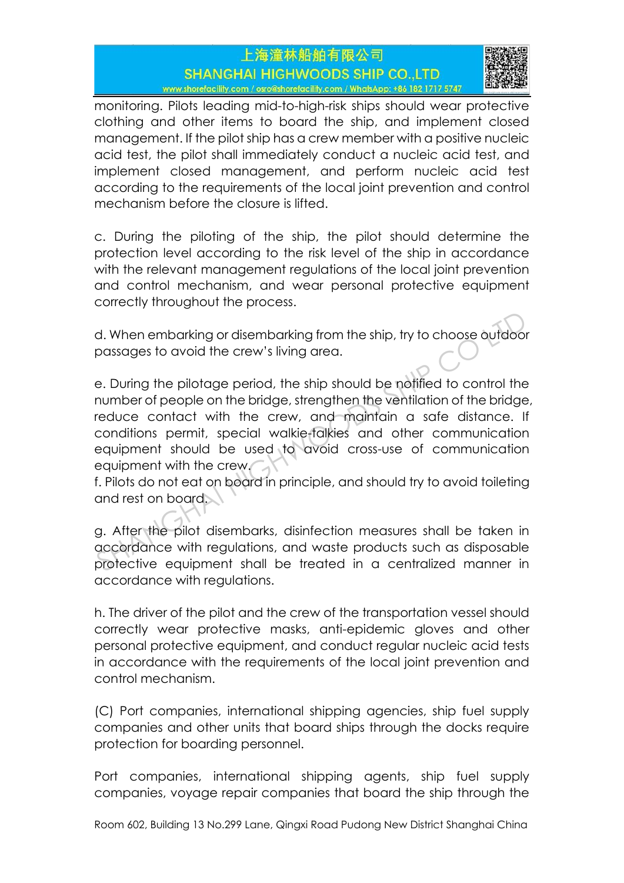monitoring. Pilots leading mid-to-high-risk ships should wear protective clothing and other items to board the ship, and implement closed management. If the pilot ship has a crew member with a positive nucleic acid test, the pilot shall immediately conduct a nucleic acid test, and implement closed management, and perform nucleic acid test according to the requirements of the local joint prevention and control mechanism before the closure is lifted.

c. During the piloting of the ship, the pilot should determine the protection level according to the risk level of the ship in accordance with the relevant management regulations of the local joint prevention and control mechanism, and wear personal protective equipment correctly throughout the process.

d. When embarking or disembarking from the ship, try to choose outdoor passages to avoid the crew's living area.

e. During the pilotage period, the ship should be notified to control the number of people on the bridge, strengthen the ventilation of the bridge, reduce contact with the crew, and maintain a safe distance. If conditions permit, special walkie-talkies and other communication equipment should be used to avoid cross-use of communication equipment with the crew.

f. Pilots do not eat on board in principle, and should try to avoid toileting and rest on board.

g. After the pilot disembarks, disinfection measures shall be taken in accordance with regulations, and waste products such as disposable protective equipment shall be treated in a centralized manner in accordance with regulations.

h. The driver of the pilot and the crew of the transportation vessel should correctly wear protective masks, anti-epidemic gloves and other personal protective equipment, and conduct regular nucleic acid tests in accordance with the requirements of the local joint prevention and control mechanism.

(C) Port companies, international shipping agencies, ship fuel supply companies and other units that board ships through the docks require protection for boarding personnel.

Port companies, international shipping agents, ship fuel supply companies, voyage repair companies that board the ship through the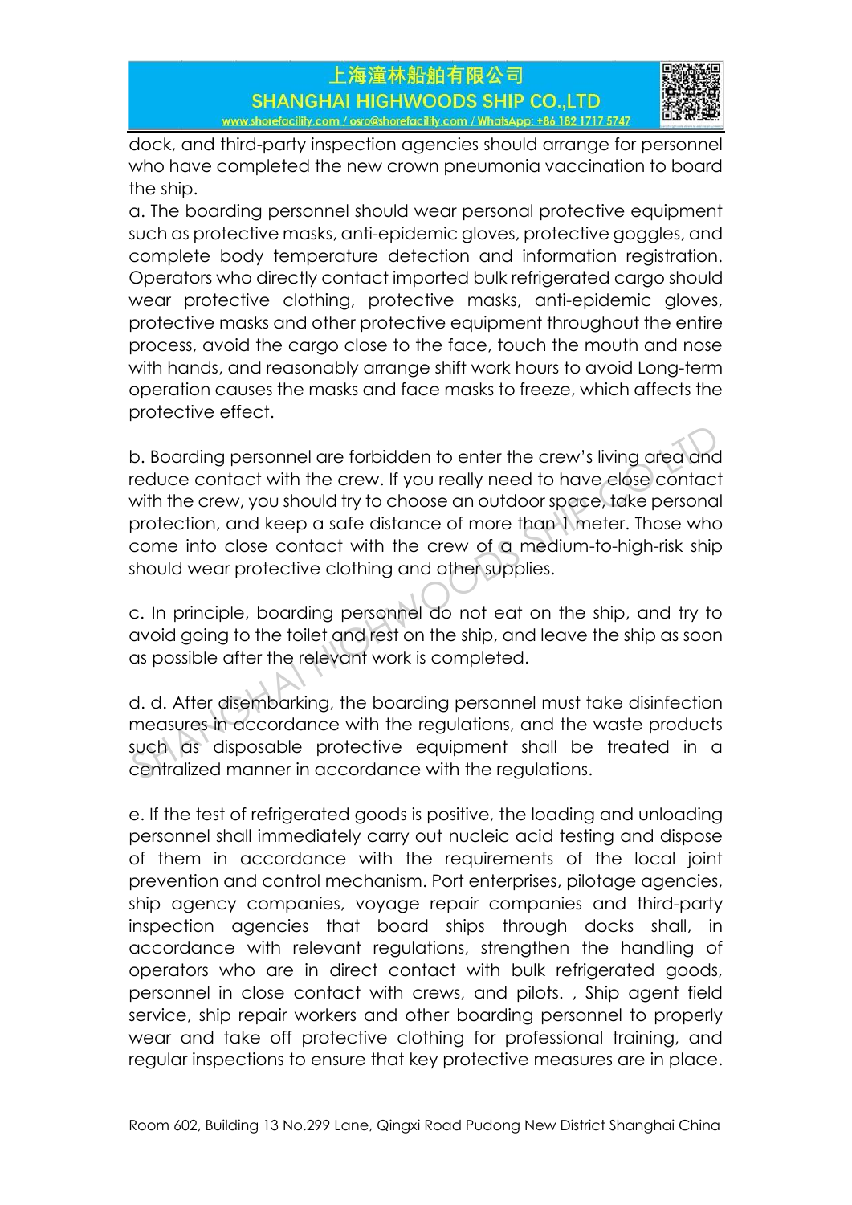dock, and third-party inspection agencies should arrange for personnel who have completed the new crown pneumonia vaccination to board the ship.

a. The boarding personnel should wear personal protective equipment such as protective masks, anti-epidemic gloves, protective goggles, and complete body temperature detection and information registration. Operators who directly contact imported bulk refrigerated cargo should wear protective clothing, protective masks, anti-epidemic gloves, protective masks and other protective equipment throughout the entire process, avoid the cargo close to the face, touch the mouth and nose with hands, and reasonably arrange shift work hours to avoid Long-term operation causes the masks and face masks to freeze, which affects the protective effect.

b. Boarding personnel are forbidden to enter the crew's living area and reduce contact with the crew. If you really need to have close contact with the crew, you should try to choose an outdoor space, take personal protection, and keep a safe distance of more than 1 meter. Those who come into close contact with the crew of a medium-to-high-risk ship should wear protective clothing and other supplies.

c. In principle, boarding personnel do not eat on the ship, and try to avoid going to the toilet and rest on the ship, and leave the ship as soon as possible after the relevant work is completed.

d. d. After disembarking, the boarding personnel must take disinfection measures in accordance with the regulations, and the waste products such as disposable protective equipment shall be treated in a centralized manner in accordance with the regulations.

e. If the test of refrigerated goods is positive, the loading and unloading personnel shall immediately carry out nucleic acid testing and dispose of them in accordance with the requirements of the local joint prevention and control mechanism. Port enterprises, pilotage agencies, ship agency companies, voyage repair companies and third-party inspection agencies that board ships through docks shall, in accordance with relevant regulations, strengthen the handling of operators who are in direct contact with bulk refrigerated goods, personnel in close contact with crews, and pilots. , Ship agent field service, ship repair workers and other boarding personnel to properly wear and take off protective clothing for professional training, and regular inspections to ensure that key protective measures are in place.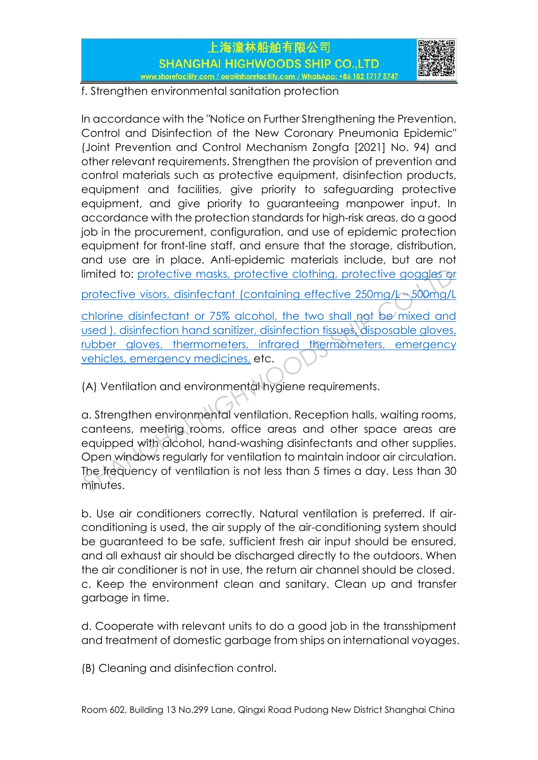f. Strengthen environmental sanitation protection

In accordance with the "Notice on Further Strengthening the Prevention, Control and Disinfection of the New Coronary Pneumonia Epidemic" (Joint Prevention and Control Mechanism Zongfa [2021] No. 94) and other relevant requirements. Strengthen the provision of prevention and control materials such as protective equipment, disinfection products, equipment and facilities, give priority to safeguarding protective equipment, and give priority to guaranteeing manpower input. In accordance with the protection standards for high-risk areas, do a good job in the procurement, configuration, and use of epidemic protection equipment for front-line staff, and ensure that the storage, distribution, and use are in place. Anti-epidemic materials include, but are not limited to: protective masks, protective clothing, protective goggles or protective visors, disinfectant (containing effective 250mg/L ~ 500mg/L chlorine disinfectant or 75% alcohol, the two shall not be mixed and used ), disinfection hand sanitizer, disinfection tissues, disposable gloves, rubber gloves, thermometers, infrared thermometers, emergency vehicles, emergency medicines, etc.

(A) Ventilation and environmental hygiene requirements.

a. Strengthen environmental ventilation. Reception halls, waiting rooms, canteens, meeting rooms, office areas and other space areas are equipped with alcohol, hand-washing disinfectants and other supplies. Open windows regularly for ventilation to maintain indoor air circulation. The frequency of ventilation is not less than 5 times a day. Less than 30 minutes.

b. Use air conditioners correctly. Natural ventilation is preferred. If air-conditioning is used, the air supply of the air-conditioning system should be guaranteed to be safe, sufficient fresh air input should be ensured, and all exhaust air should be discharged directly to the outdoors. When the air conditioner is not in use, the return air channel should be closed.
c. Keep the environment clean and sanitary. Clean up and transfer garbage in time.

d. Cooperate with relevant units to do a good job in the transshipment and treatment of domestic garbage from ships on international voyages.

(B) Cleaning and disinfection control.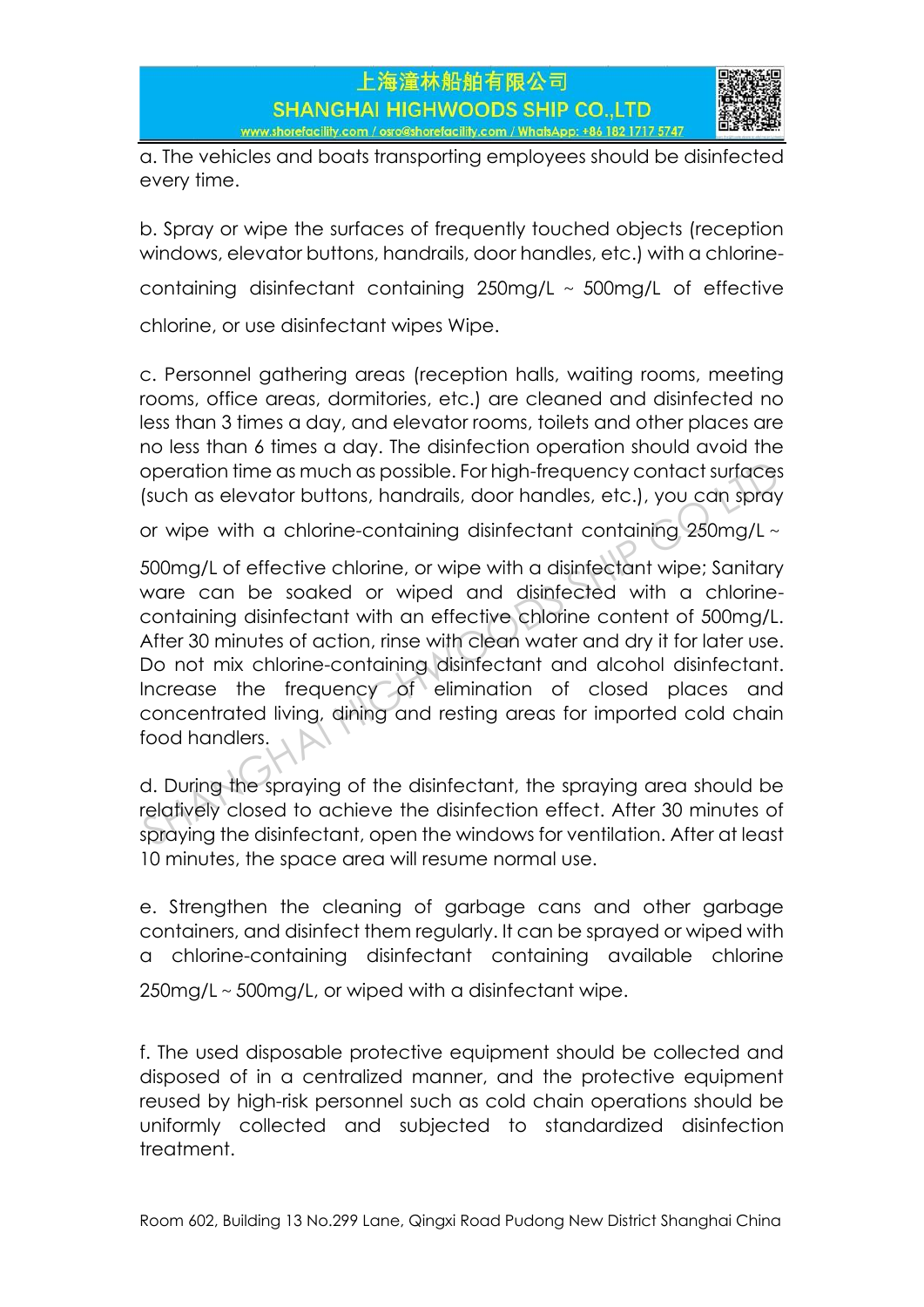a. The vehicles and boats transporting employees should be disinfected every time.

b. Spray or wipe the surfaces of frequently touched objects (reception windows, elevator buttons, handrails, door handles, etc.) with a chlorine-containing disinfectant containing 250mg/L ~ 500mg/L of effective chlorine, or use disinfectant wipes Wipe.

c. Personnel gathering areas (reception halls, waiting rooms, meeting rooms, office areas, dormitories, etc.) are cleaned and disinfected no less than 3 times a day, and elevator rooms, toilets and other places are no less than 6 times a day. The disinfection operation should avoid the operation time as much as possible. For high-frequency contact surfaces (such as elevator buttons, handrails, door handles, etc.), you can spray or wipe with a chlorine-containing disinfectant containing 250mg/L ~ 500mg/L of effective chlorine, or wipe with a disinfectant wipe; Sanitary ware can be soaked or wiped and disinfected with a chlorine-containing disinfectant with an effective chlorine content of 500mg/L. After 30 minutes of action, rinse with clean water and dry it for later use. Do not mix chlorine-containing disinfectant and alcohol disinfectant. Increase the frequency of elimination of closed places and concentrated living, dining and resting areas for imported cold chain food handlers.

d. During the spraying of the disinfectant, the spraying area should be relatively closed to achieve the disinfection effect. After 30 minutes of spraying the disinfectant, open the windows for ventilation. After at least 10 minutes, the space area will resume normal use.

e. Strengthen the cleaning of garbage cans and other garbage containers, and disinfect them regularly. It can be sprayed or wiped with a chlorine-containing disinfectant containing available chlorine 250mg/L ~ 500mg/L, or wiped with a disinfectant wipe.

f. The used disposable protective equipment should be collected and disposed of in a centralized manner, and the protective equipment reused by high-risk personnel such as cold chain operations should be uniformly collected and subjected to standardized disinfection treatment.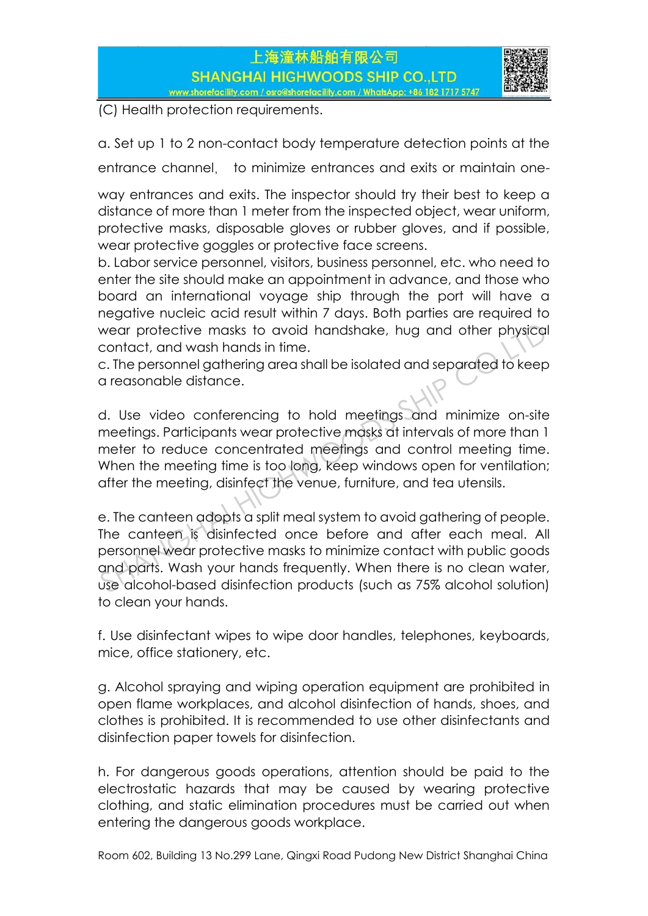(C) Health protection requirements.

a. Set up 1 to 2 non-contact body temperature detection points at the entrance channel, to minimize entrances and exits or maintain one-way entrances and exits. The inspector should try their best to keep a distance of more than 1 meter from the inspected object, wear uniform, protective masks, disposable gloves or rubber gloves, and if possible, wear protective goggles or protective face screens.

b. Labor service personnel, visitors, business personnel, etc. who need to enter the site should make an appointment in advance, and those who board an international voyage ship through the port will have a negative nucleic acid result within 7 days. Both parties are required to wear protective masks to avoid handshake, hug and other physical contact, and wash hands in time.

c. The personnel gathering area shall be isolated and separated to keep a reasonable distance.

d. Use video conferencing to hold meetings and minimize on-site meetings. Participants wear protective masks at intervals of more than 1 meter to reduce concentrated meetings and control meeting time. When the meeting time is too long, keep windows open for ventilation; after the meeting, disinfect the venue, furniture, and tea utensils.

e. The canteen adopts a split meal system to avoid gathering of people. The canteen is disinfected once before and after each meal. All personnel wear protective masks to minimize contact with public goods and parts. Wash your hands frequently. When there is no clean water, use alcohol-based disinfection products (such as 75% alcohol solution) to clean your hands.

f. Use disinfectant wipes to wipe door handles, telephones, keyboards, mice, office stationery, etc.

g. Alcohol spraying and wiping operation equipment are prohibited in open flame workplaces, and alcohol disinfection of hands, shoes, and clothes is prohibited. It is recommended to use other disinfectants and disinfection paper towels for disinfection.

h. For dangerous goods operations, attention should be paid to the electrostatic hazards that may be caused by wearing protective clothing, and static elimination procedures must be carried out when entering the dangerous goods workplace.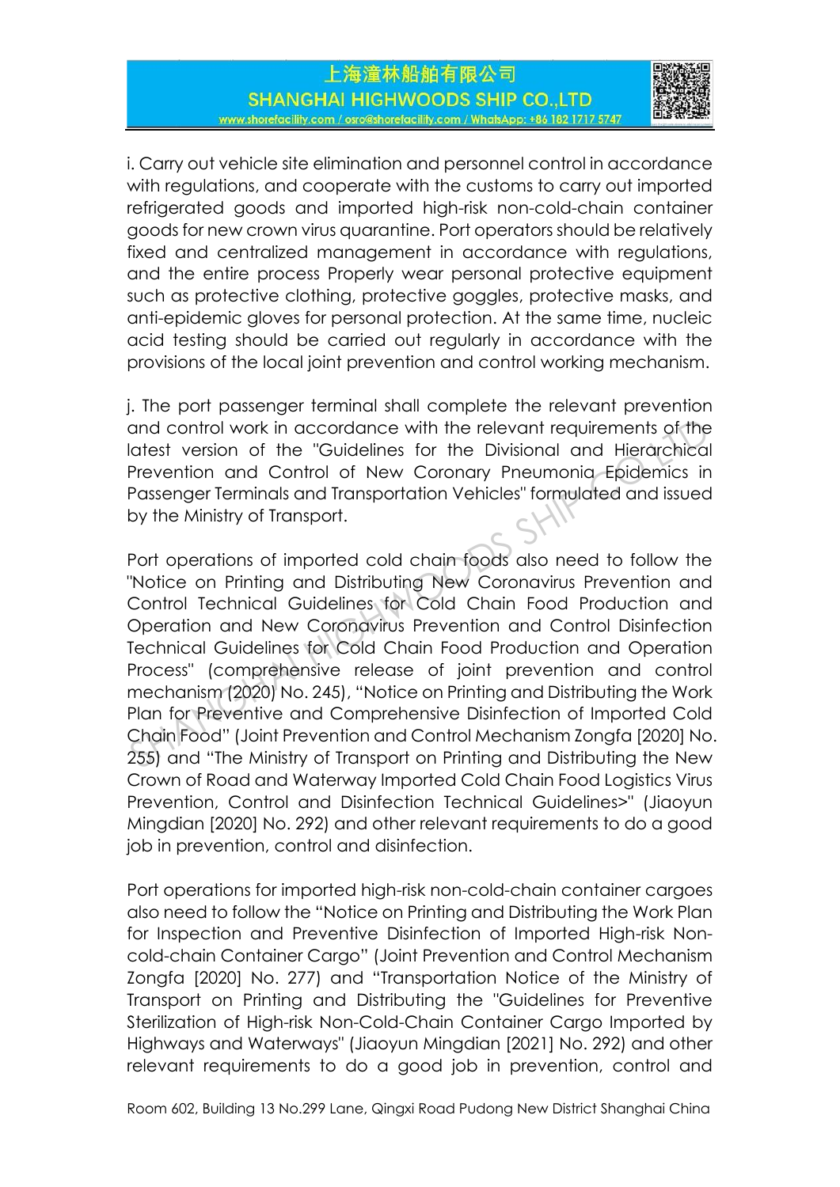i. Carry out vehicle site elimination and personnel control in accordance with regulations, and cooperate with the customs to carry out imported refrigerated goods and imported high-risk non-cold-chain container goods for new crown virus quarantine. Port operators should be relatively fixed and centralized management in accordance with regulations, and the entire process Properly wear personal protective equipment such as protective clothing, protective goggles, protective masks, and anti-epidemic gloves for personal protection. At the same time, nucleic acid testing should be carried out regularly in accordance with the provisions of the local joint prevention and control working mechanism.

j. The port passenger terminal shall complete the relevant prevention and control work in accordance with the relevant requirements of the latest version of the "Guidelines for the Divisional and Hierarchical Prevention and Control of New Coronary Pneumonia Epidemics in Passenger Terminals and Transportation Vehicles" formulated and issued by the Ministry of Transport.

Port operations of imported cold chain foods also need to follow the "Notice on Printing and Distributing New Coronavirus Prevention and Control Technical Guidelines for Cold Chain Food Production and Operation and New Coronavirus Prevention and Control Disinfection Technical Guidelines for Cold Chain Food Production and Operation Process" (comprehensive release of joint prevention and control mechanism (2020) No. 245), "Notice on Printing and Distributing the Work Plan for Preventive and Comprehensive Disinfection of Imported Cold Chain Food" (Joint Prevention and Control Mechanism Zongfa [2020] No. 255) and "The Ministry of Transport on Printing and Distributing the New Crown of Road and Waterway Imported Cold Chain Food Logistics Virus Prevention, Control and Disinfection Technical Guidelines>" (Jiaoyun Mingdian [2020] No. 292) and other relevant requirements to do a good job in prevention, control and disinfection.

Port operations for imported high-risk non-cold-chain container cargoes also need to follow the "Notice on Printing and Distributing the Work Plan for Inspection and Preventive Disinfection of Imported High-risk Non-cold-chain Container Cargo" (Joint Prevention and Control Mechanism Zongfa [2020] No. 277) and "Transportation Notice of the Ministry of Transport on Printing and Distributing the "Guidelines for Preventive Sterilization of High-risk Non-Cold-Chain Container Cargo Imported by Highways and Waterways" (Jiaoyun Mingdian [2021] No. 292) and other relevant requirements to do a good job in prevention, control and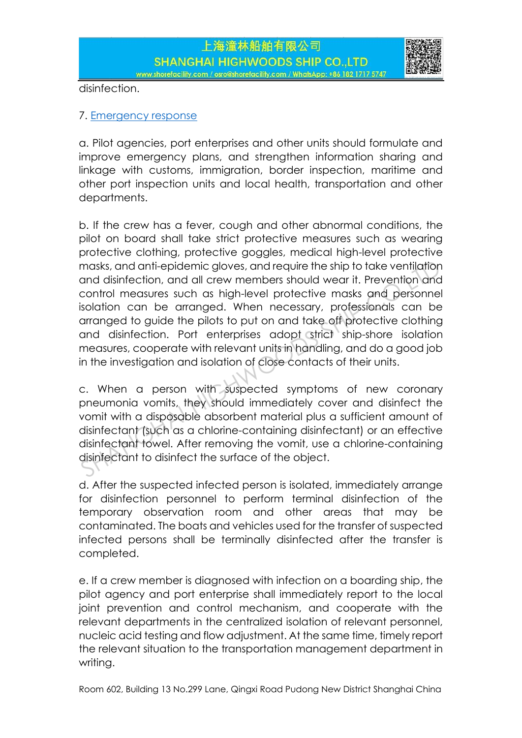disinfection.

7. Emergency response

a. Pilot agencies, port enterprises and other units should formulate and improve emergency plans, and strengthen information sharing and linkage with customs, immigration, border inspection, maritime and other port inspection units and local health, transportation and other departments.

b. If the crew has a fever, cough and other abnormal conditions, the pilot on board shall take strict protective measures such as wearing protective clothing, protective goggles, medical high-level protective masks, and anti-epidemic gloves, and require the ship to take ventilation and disinfection, and all crew members should wear it. Prevention and control measures such as high-level protective masks and personnel isolation can be arranged. When necessary, professionals can be arranged to guide the pilots to put on and take off protective clothing and disinfection. Port enterprises adopt strict ship-shore isolation measures, cooperate with relevant units in handling, and do a good job in the investigation and isolation of close contacts of their units.

c. When a person with suspected symptoms of new coronary pneumonia vomits, they should immediately cover and disinfect the vomit with a disposable absorbent material plus a sufficient amount of disinfectant (such as a chlorine-containing disinfectant) or an effective disinfectant towel. After removing the vomit, use a chlorine-containing disinfectant to disinfect the surface of the object.

d. After the suspected infected person is isolated, immediately arrange for disinfection personnel to perform terminal disinfection of the temporary observation room and other areas that may be contaminated. The boats and vehicles used for the transfer of suspected infected persons shall be terminally disinfected after the transfer is completed.

e. If a crew member is diagnosed with infection on a boarding ship, the pilot agency and port enterprise shall immediately report to the local joint prevention and control mechanism, and cooperate with the relevant departments in the centralized isolation of relevant personnel, nucleic acid testing and flow adjustment. At the same time, timely report the relevant situation to the transportation management department in writing.